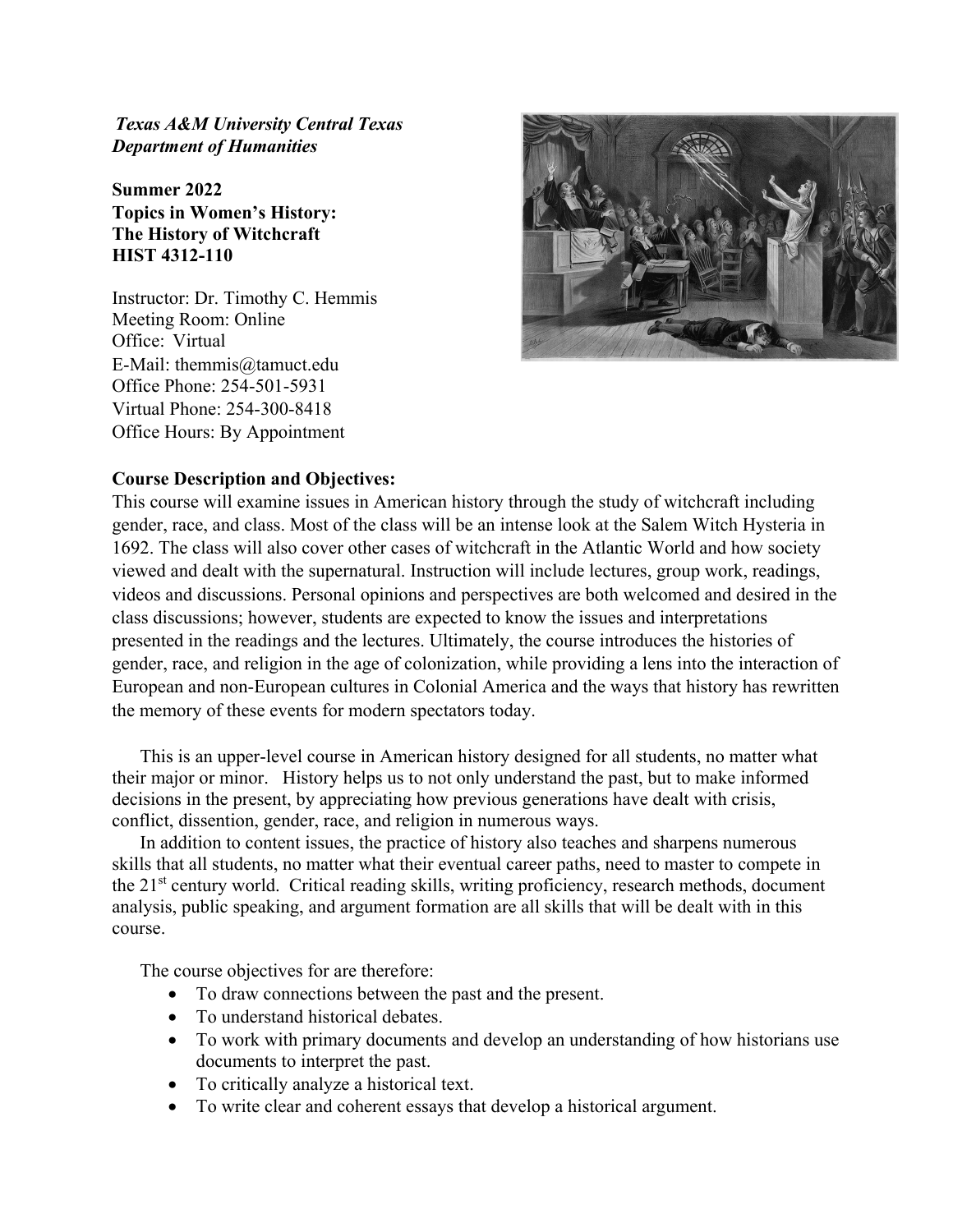***Texas A&M University Central Texas***
***Department of Humanities***

**Summer 2022**
**Topics in Women's History:**
**The History of Witchcraft**
**HIST 4312-110**

Instructor: Dr. Timothy C. Hemmis
Meeting Room: Online
Office: Virtual
E-Mail: themmis@tamuct.edu
Office Phone: 254-501-5931
Virtual Phone: 254-300-8418
Office Hours: By Appointment

**Course Description and Objectives:**

This course will examine issues in American history through the study of witchcraft including gender, race, and class. Most of the class will be an intense look at the Salem Witch Hysteria in 1692. The class will also cover other cases of witchcraft in the Atlantic World and how society viewed and dealt with the supernatural. Instruction will include lectures, group work, readings, videos and discussions. Personal opinions and perspectives are both welcomed and desired in the class discussions; however, students are expected to know the issues and interpretations presented in the readings and the lectures. Ultimately, the course introduces the histories of gender, race, and religion in the age of colonization, while providing a lens into the interaction of European and non-European cultures in Colonial America and the ways that history has rewritten the memory of these events for modern spectators today.

This is an upper-level course in American history designed for all students, no matter what their major or minor. History helps us to not only understand the past, but to make informed decisions in the present, by appreciating how previous generations have dealt with crisis, conflict, dissention, gender, race, and religion in numerous ways.

In addition to content issues, the practice of history also teaches and sharpens numerous skills that all students, no matter what their eventual career paths, need to master to compete in the 21st century world. Critical reading skills, writing proficiency, research methods, document analysis, public speaking, and argument formation are all skills that will be dealt with in this course.

The course objectives for are therefore:

- To draw connections between the past and the present.
- To understand historical debates.
- To work with primary documents and develop an understanding of how historians use documents to interpret the past.
- To critically analyze a historical text.
- To write clear and coherent essays that develop a historical argument.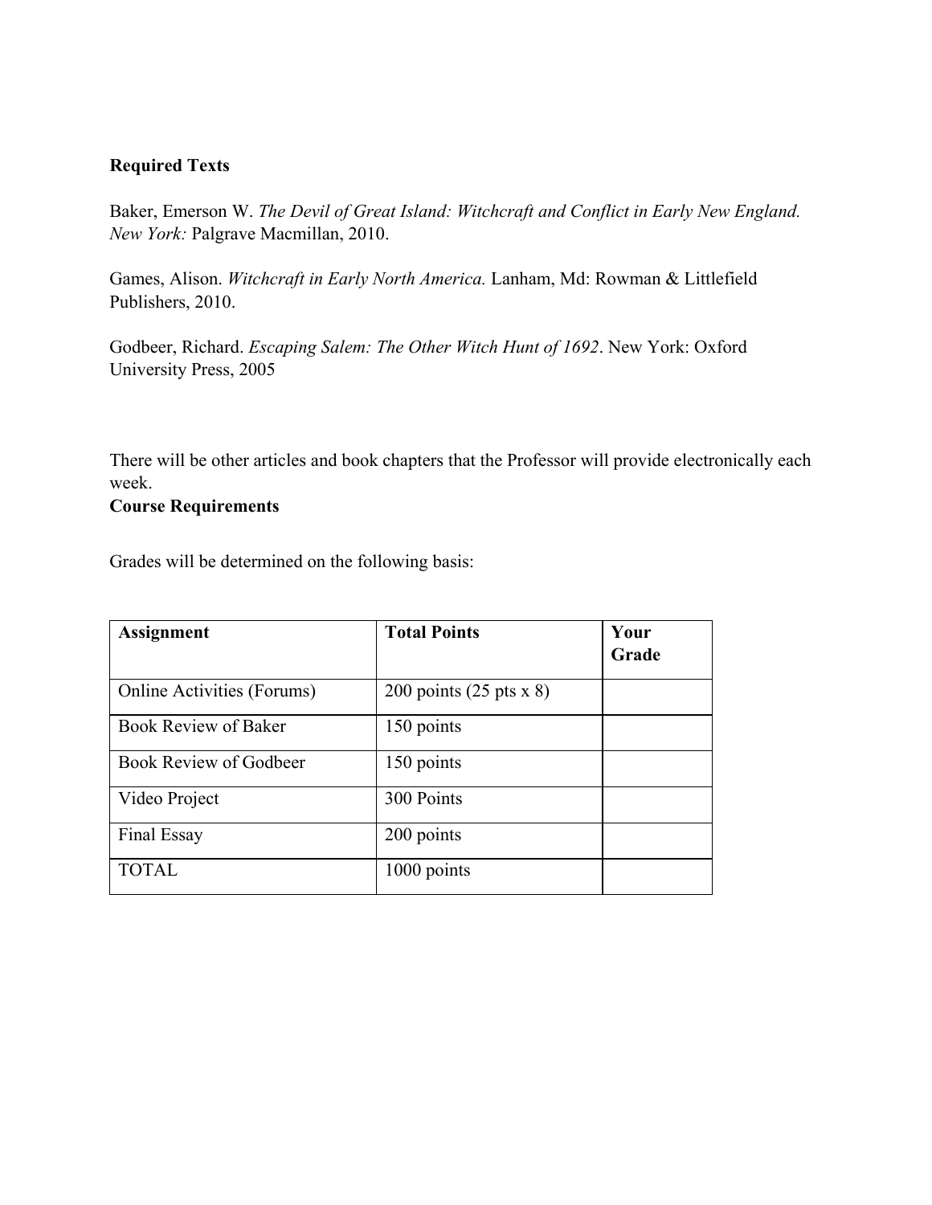**Required Texts**

Baker, Emerson W. *The Devil of Great Island: Witchcraft and Conflict in Early New England. New York:* Palgrave Macmillan, 2010.

Games, Alison. *Witchcraft in Early North America.* Lanham, Md: Rowman & Littlefield Publishers, 2010.

Godbeer, Richard. *Escaping Salem: The Other Witch Hunt of 1692*. New York: Oxford University Press, 2005

There will be other articles and book chapters that the Professor will provide electronically each week.

**Course Requirements**

Grades will be determined on the following basis:

| **Assignment** | **Total Points** | **Your Grade** |
|---|---|---|
| Online Activities (Forums) | 200 points (25 pts x 8) | |
| Book Review of Baker | 150 points | |
| Book Review of Godbeer | 150 points | |
| Video Project | 300 Points | |
| Final Essay | 200 points | |
| TOTAL | 1000 points | |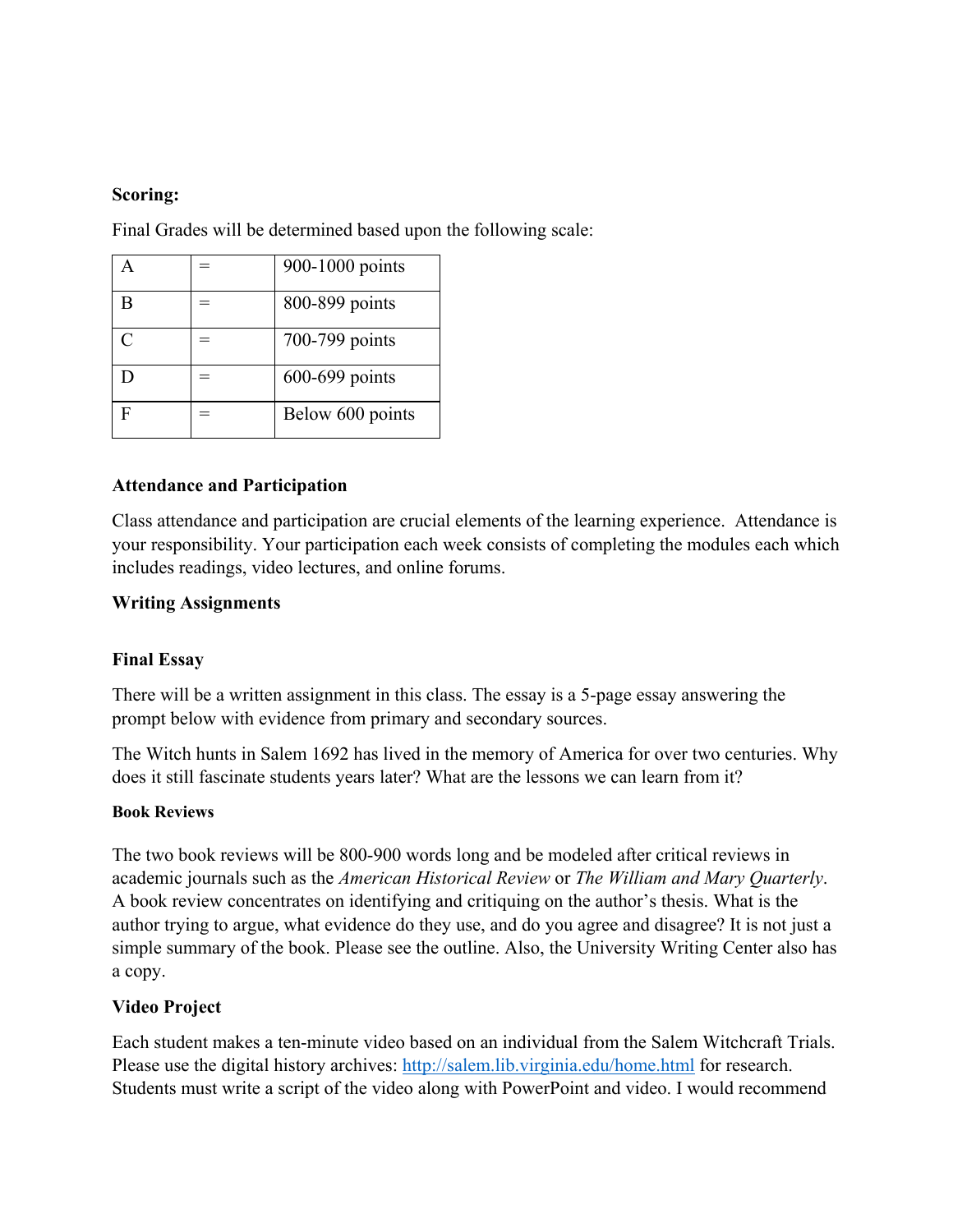**Scoring:**

Final Grades will be determined based upon the following scale:

| A | = | 900-1000 points |
|---|---|---|
| B | = | 800-899 points |
| C | = | 700-799 points |
| D | = | 600-699 points |
| F | = | Below 600 points |

**Attendance and Participation**

Class attendance and participation are crucial elements of the learning experience. Attendance is your responsibility. Your participation each week consists of completing the modules each which includes readings, video lectures, and online forums.

**Writing Assignments**

**Final Essay**

There will be a written assignment in this class. The essay is a 5-page essay answering the prompt below with evidence from primary and secondary sources.

The Witch hunts in Salem 1692 has lived in the memory of America for over two centuries. Why does it still fascinate students years later? What are the lessons we can learn from it?

**Book Reviews**

The two book reviews will be 800-900 words long and be modeled after critical reviews in academic journals such as the *American Historical Review* or *The William and Mary Quarterly*. A book review concentrates on identifying and critiquing on the author's thesis. What is the author trying to argue, what evidence do they use, and do you agree and disagree? It is not just a simple summary of the book. Please see the outline. Also, the University Writing Center also has a copy.

**Video Project**

Each student makes a ten-minute video based on an individual from the Salem Witchcraft Trials. Please use the digital history archives: [http://salem.lib.virginia.edu/home.html](http://salem.lib.virginia.edu/home.html) for research. Students must write a script of the video along with PowerPoint and video. I would recommend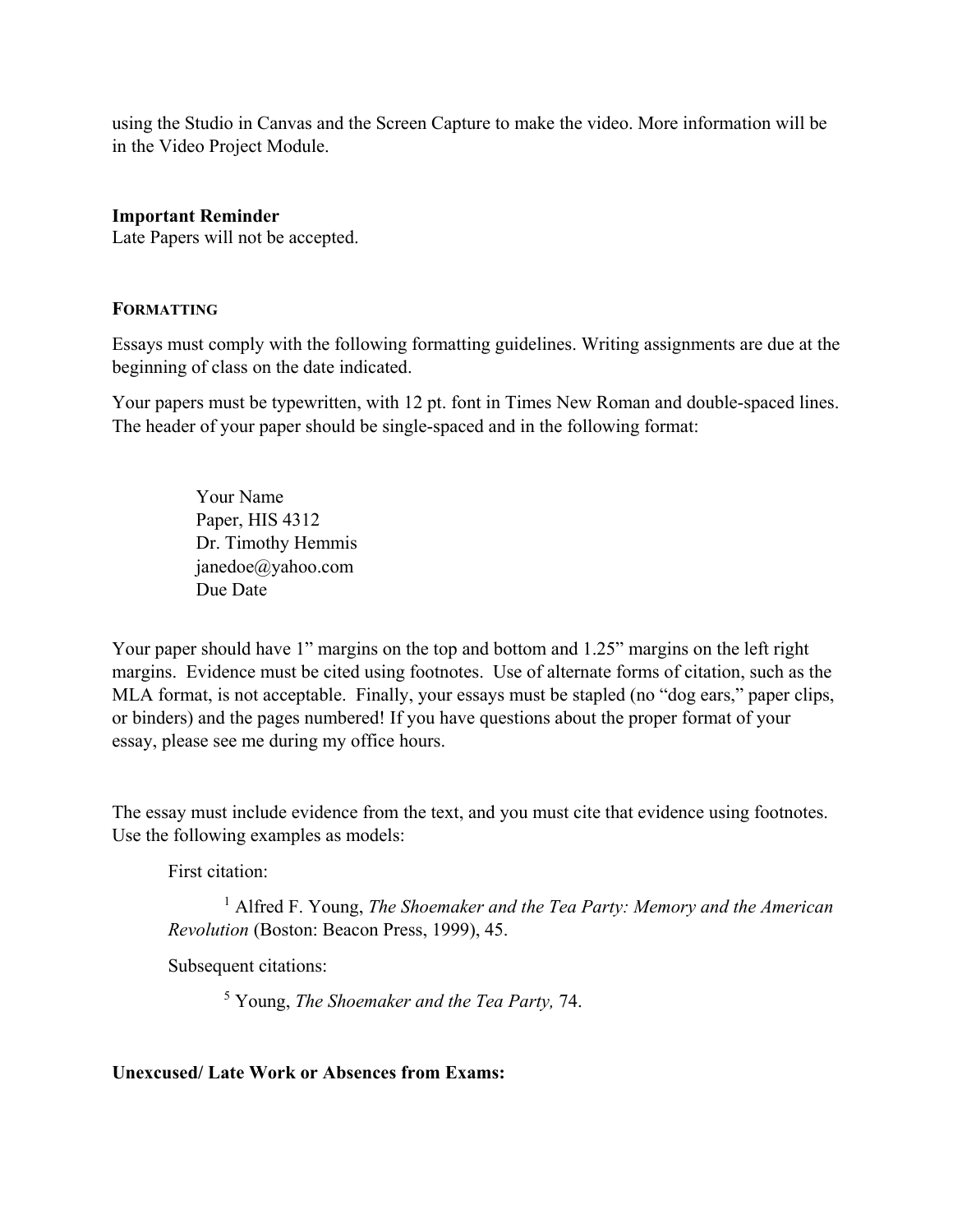using the Studio in Canvas and the Screen Capture to make the video. More information will be in the Video Project Module.

**Important Reminder**
Late Papers will not be accepted.

### FORMATTING

Essays must comply with the following formatting guidelines. Writing assignments are due at the beginning of class on the date indicated.

Your papers must be typewritten, with 12 pt. font in Times New Roman and double-spaced lines. The header of your paper should be single-spaced and in the following format:

> Your Name
> Paper, HIS 4312
> Dr. Timothy Hemmis
> janedoe@yahoo.com
> Due Date

Your paper should have 1" margins on the top and bottom and 1.25" margins on the left right margins. Evidence must be cited using footnotes. Use of alternate forms of citation, such as the MLA format, is not acceptable. Finally, your essays must be stapled (no "dog ears," paper clips, or binders) and the pages numbered! If you have questions about the proper format of your essay, please see me during my office hours.

The essay must include evidence from the text, and you must cite that evidence using footnotes. Use the following examples as models:

First citation:

> [1] Alfred F. Young, *The Shoemaker and the Tea Party: Memory and the American Revolution* (Boston: Beacon Press, 1999), 45.

Subsequent citations:

> [5] Young, *The Shoemaker and the Tea Party,* 74.

**Unexcused/ Late Work or Absences from Exams:**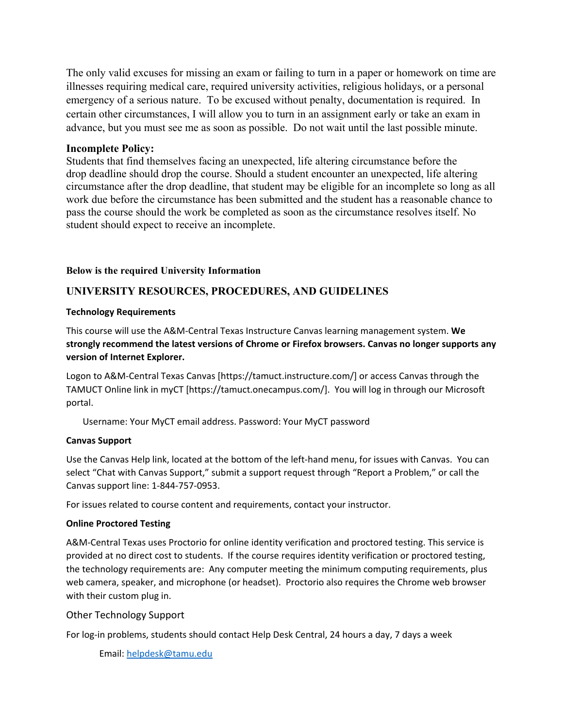The only valid excuses for missing an exam or failing to turn in a paper or homework on time are illnesses requiring medical care, required university activities, religious holidays, or a personal emergency of a serious nature. To be excused without penalty, documentation is required. In certain other circumstances, I will allow you to turn in an assignment early or take an exam in advance, but you must see me as soon as possible. Do not wait until the last possible minute.

### Incomplete Policy:

Students that find themselves facing an unexpected, life altering circumstance before the drop deadline should drop the course. Should a student encounter an unexpected, life altering circumstance after the drop deadline, that student may be eligible for an incomplete so long as all work due before the circumstance has been submitted and the student has a reasonable chance to pass the course should the work be completed as soon as the circumstance resolves itself. No student should expect to receive an incomplete.

**Below is the required University Information**

## UNIVERSITY RESOURCES, PROCEDURES, AND GUIDELINES

#### Technology Requirements

This course will use the A&M-Central Texas Instructure Canvas learning management system. **We strongly recommend the latest versions of Chrome or Firefox browsers. Canvas no longer supports any version of Internet Explorer.**

Logon to A&M-Central Texas Canvas [https://tamuct.instructure.com/] or access Canvas through the TAMUCT Online link in myCT [https://tamuct.onecampus.com/]. You will log in through our Microsoft portal.

Username: Your MyCT email address. Password: Your MyCT password

#### Canvas Support

Use the Canvas Help link, located at the bottom of the left-hand menu, for issues with Canvas. You can select "Chat with Canvas Support," submit a support request through "Report a Problem," or call the Canvas support line: 1-844-757-0953.

For issues related to course content and requirements, contact your instructor.

#### Online Proctored Testing

A&M-Central Texas uses Proctorio for online identity verification and proctored testing. This service is provided at no direct cost to students. If the course requires identity verification or proctored testing, the technology requirements are: Any computer meeting the minimum computing requirements, plus web camera, speaker, and microphone (or headset). Proctorio also requires the Chrome web browser with their custom plug in.

#### Other Technology Support

For log-in problems, students should contact Help Desk Central, 24 hours a day, 7 days a week

Email: helpdesk@tamu.edu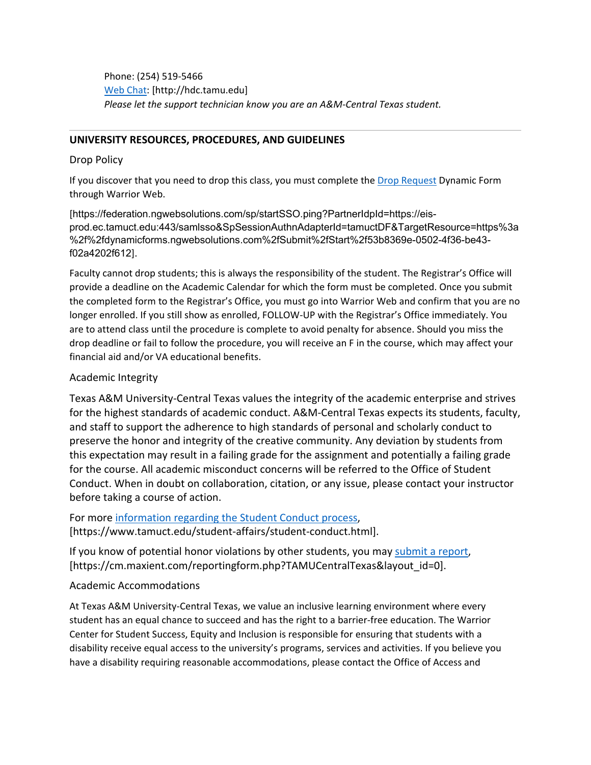Phone: (254) 519-5466
[Web Chat](http://hdc.tamu.edu): [http://hdc.tamu.edu]
*Please let the support technician know you are an A&M-Central Texas student.*

---

## UNIVERSITY RESOURCES, PROCEDURES, AND GUIDELINES

### Drop Policy

If you discover that you need to drop this class, you must complete the Drop Request Dynamic Form through Warrior Web.

[https://federation.ngwebsolutions.com/sp/startSSO.ping?PartnerIdpId=https://eis-prod.ec.tamuct.edu:443/samlsso&SpSessionAuthnAdapterId=tamuctDF&TargetResource=https%3a%2f%2fdynamicforms.ngwebsolutions.com%2fSubmit%2fStart%2f53b8369e-0502-4f36-be43-f02a4202f612].

Faculty cannot drop students; this is always the responsibility of the student. The Registrar's Office will provide a deadline on the Academic Calendar for which the form must be completed. Once you submit the completed form to the Registrar's Office, you must go into Warrior Web and confirm that you are no longer enrolled. If you still show as enrolled, FOLLOW-UP with the Registrar's Office immediately. You are to attend class until the procedure is complete to avoid penalty for absence. Should you miss the drop deadline or fail to follow the procedure, you will receive an F in the course, which may affect your financial aid and/or VA educational benefits.

### Academic Integrity

Texas A&M University-Central Texas values the integrity of the academic enterprise and strives for the highest standards of academic conduct. A&M-Central Texas expects its students, faculty, and staff to support the adherence to high standards of personal and scholarly conduct to preserve the honor and integrity of the creative community. Any deviation by students from this expectation may result in a failing grade for the assignment and potentially a failing grade for the course. All academic misconduct concerns will be referred to the Office of Student Conduct. When in doubt on collaboration, citation, or any issue, please contact your instructor before taking a course of action.

For more information regarding the Student Conduct process, [https://www.tamuct.edu/student-affairs/student-conduct.html].

If you know of potential honor violations by other students, you may submit a report, [https://cm.maxient.com/reportingform.php?TAMUCentralTexas&layout_id=0].

### Academic Accommodations

At Texas A&M University-Central Texas, we value an inclusive learning environment where every student has an equal chance to succeed and has the right to a barrier-free education. The Warrior Center for Student Success, Equity and Inclusion is responsible for ensuring that students with a disability receive equal access to the university's programs, services and activities. If you believe you have a disability requiring reasonable accommodations, please contact the Office of Access and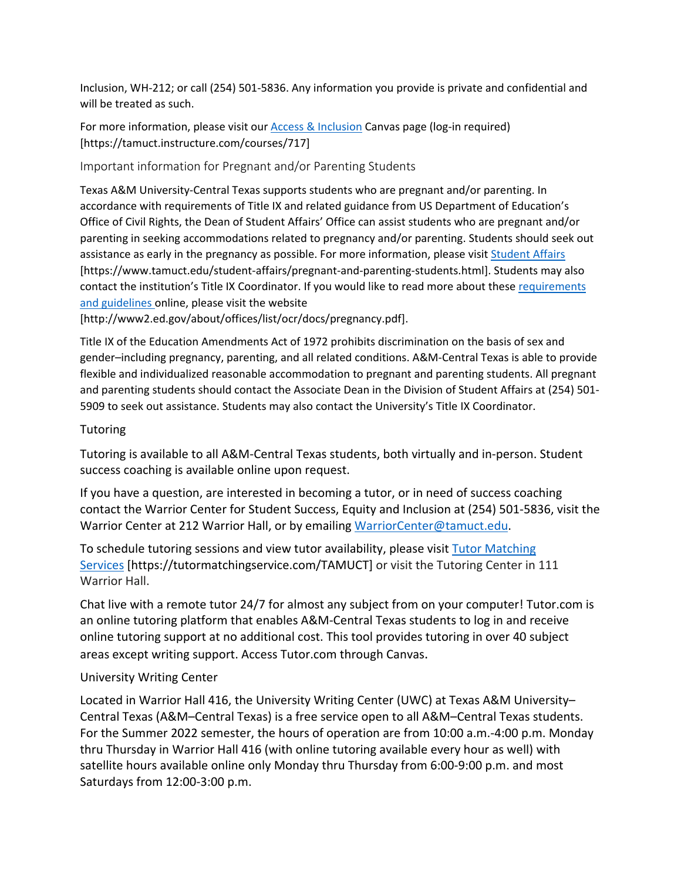Inclusion, WH-212; or call (254) 501-5836. Any information you provide is private and confidential and will be treated as such.

For more information, please visit our [Access & Inclusion](https://tamuct.instructure.com/courses/717) Canvas page (log-in required) [https://tamuct.instructure.com/courses/717]

### Important information for Pregnant and/or Parenting Students

Texas A&M University-Central Texas supports students who are pregnant and/or parenting. In accordance with requirements of Title IX and related guidance from US Department of Education's Office of Civil Rights, the Dean of Student Affairs' Office can assist students who are pregnant and/or parenting in seeking accommodations related to pregnancy and/or parenting. Students should seek out assistance as early in the pregnancy as possible. For more information, please visit [Student Affairs](https://www.tamuct.edu/student-affairs/pregnant-and-parenting-students.html) [https://www.tamuct.edu/student-affairs/pregnant-and-parenting-students.html]. Students may also contact the institution's Title IX Coordinator. If you would like to read more about these [requirements and guidelines](http://www2.ed.gov/about/offices/list/ocr/docs/pregnancy.pdf) online, please visit the website [http://www2.ed.gov/about/offices/list/ocr/docs/pregnancy.pdf].

Title IX of the Education Amendments Act of 1972 prohibits discrimination on the basis of sex and gender–including pregnancy, parenting, and all related conditions. A&M-Central Texas is able to provide flexible and individualized reasonable accommodation to pregnant and parenting students. All pregnant and parenting students should contact the Associate Dean in the Division of Student Affairs at (254) 501-5909 to seek out assistance. Students may also contact the University's Title IX Coordinator.

### Tutoring

Tutoring is available to all A&M-Central Texas students, both virtually and in-person. Student success coaching is available online upon request.

If you have a question, are interested in becoming a tutor, or in need of success coaching contact the Warrior Center for Student Success, Equity and Inclusion at (254) 501-5836, visit the Warrior Center at 212 Warrior Hall, or by emailing [WarriorCenter@tamuct.edu](mailto:WarriorCenter@tamuct.edu).

To schedule tutoring sessions and view tutor availability, please visit [Tutor Matching Services](https://tutormatchingservice.com/TAMUCT) [https://tutormatchingservice.com/TAMUCT] or visit the Tutoring Center in 111 Warrior Hall.

Chat live with a remote tutor 24/7 for almost any subject from on your computer! Tutor.com is an online tutoring platform that enables A&M-Central Texas students to log in and receive online tutoring support at no additional cost. This tool provides tutoring in over 40 subject areas except writing support. Access Tutor.com through Canvas.

### University Writing Center

Located in Warrior Hall 416, the University Writing Center (UWC) at Texas A&M University–Central Texas (A&M–Central Texas) is a free service open to all A&M–Central Texas students. For the Summer 2022 semester, the hours of operation are from 10:00 a.m.-4:00 p.m. Monday thru Thursday in Warrior Hall 416 (with online tutoring available every hour as well) with satellite hours available online only Monday thru Thursday from 6:00-9:00 p.m. and most Saturdays from 12:00-3:00 p.m.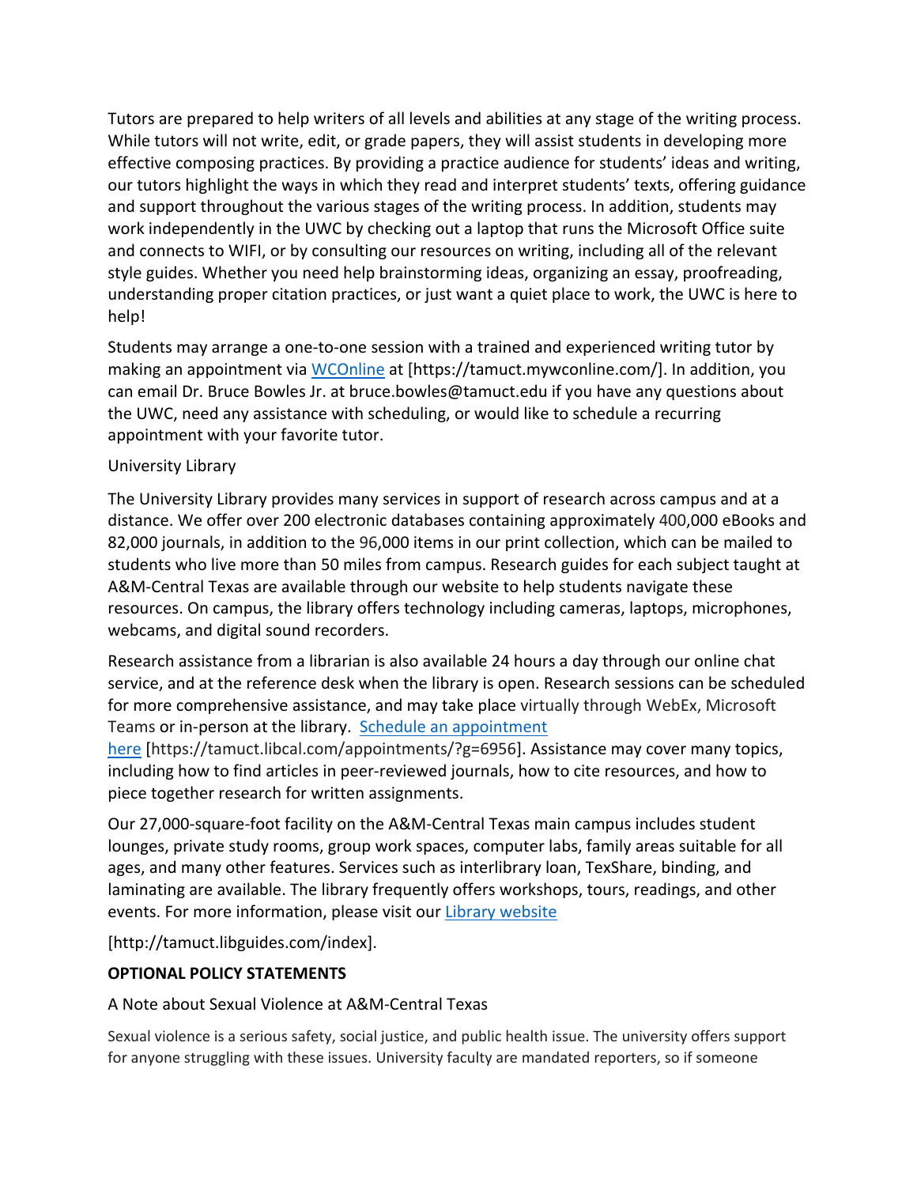Tutors are prepared to help writers of all levels and abilities at any stage of the writing process. While tutors will not write, edit, or grade papers, they will assist students in developing more effective composing practices. By providing a practice audience for students' ideas and writing, our tutors highlight the ways in which they read and interpret students' texts, offering guidance and support throughout the various stages of the writing process. In addition, students may work independently in the UWC by checking out a laptop that runs the Microsoft Office suite and connects to WIFI, or by consulting our resources on writing, including all of the relevant style guides. Whether you need help brainstorming ideas, organizing an essay, proofreading, understanding proper citation practices, or just want a quiet place to work, the UWC is here to help!

Students may arrange a one-to-one session with a trained and experienced writing tutor by making an appointment via WCOnline at [https://tamuct.mywconline.com/]. In addition, you can email Dr. Bruce Bowles Jr. at bruce.bowles@tamuct.edu if you have any questions about the UWC, need any assistance with scheduling, or would like to schedule a recurring appointment with your favorite tutor.

University Library

The University Library provides many services in support of research across campus and at a distance. We offer over 200 electronic databases containing approximately 400,000 eBooks and 82,000 journals, in addition to the 96,000 items in our print collection, which can be mailed to students who live more than 50 miles from campus. Research guides for each subject taught at A&M-Central Texas are available through our website to help students navigate these resources. On campus, the library offers technology including cameras, laptops, microphones, webcams, and digital sound recorders.

Research assistance from a librarian is also available 24 hours a day through our online chat service, and at the reference desk when the library is open. Research sessions can be scheduled for more comprehensive assistance, and may take place virtually through WebEx, Microsoft Teams or in-person at the library. Schedule an appointment here [https://tamuct.libcal.com/appointments/?g=6956]. Assistance may cover many topics, including how to find articles in peer-reviewed journals, how to cite resources, and how to piece together research for written assignments.

Our 27,000-square-foot facility on the A&M-Central Texas main campus includes student lounges, private study rooms, group work spaces, computer labs, family areas suitable for all ages, and many other features. Services such as interlibrary loan, TexShare, binding, and laminating are available. The library frequently offers workshops, tours, readings, and other events. For more information, please visit our Library website

[http://tamuct.libguides.com/index].

**OPTIONAL POLICY STATEMENTS**

A Note about Sexual Violence at A&M-Central Texas

Sexual violence is a serious safety, social justice, and public health issue. The university offers support for anyone struggling with these issues. University faculty are mandated reporters, so if someone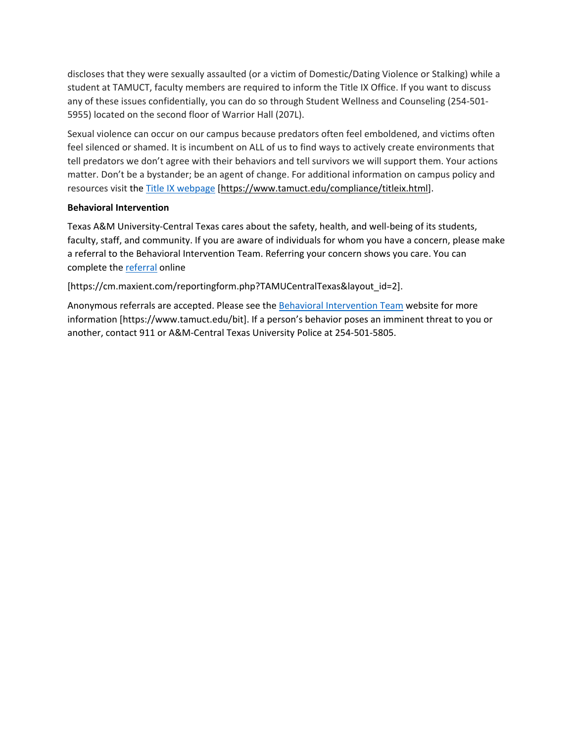discloses that they were sexually assaulted (or a victim of Domestic/Dating Violence or Stalking) while a student at TAMUCT, faculty members are required to inform the Title IX Office. If you want to discuss any of these issues confidentially, you can do so through Student Wellness and Counseling (254-501-5955) located on the second floor of Warrior Hall (207L).

Sexual violence can occur on our campus because predators often feel emboldened, and victims often feel silenced or shamed. It is incumbent on ALL of us to find ways to actively create environments that tell predators we don't agree with their behaviors and tell survivors we will support them. Your actions matter. Don't be a bystander; be an agent of change. For additional information on campus policy and resources visit the Title IX webpage [https://www.tamuct.edu/compliance/titleix.html].

**Behavioral Intervention**

Texas A&M University-Central Texas cares about the safety, health, and well-being of its students, faculty, staff, and community. If you are aware of individuals for whom you have a concern, please make a referral to the Behavioral Intervention Team. Referring your concern shows you care. You can complete the referral online

[https://cm.maxient.com/reportingform.php?TAMUCentralTexas&layout_id=2].

Anonymous referrals are accepted. Please see the Behavioral Intervention Team website for more information [https://www.tamuct.edu/bit]. If a person's behavior poses an imminent threat to you or another, contact 911 or A&M-Central Texas University Police at 254-501-5805.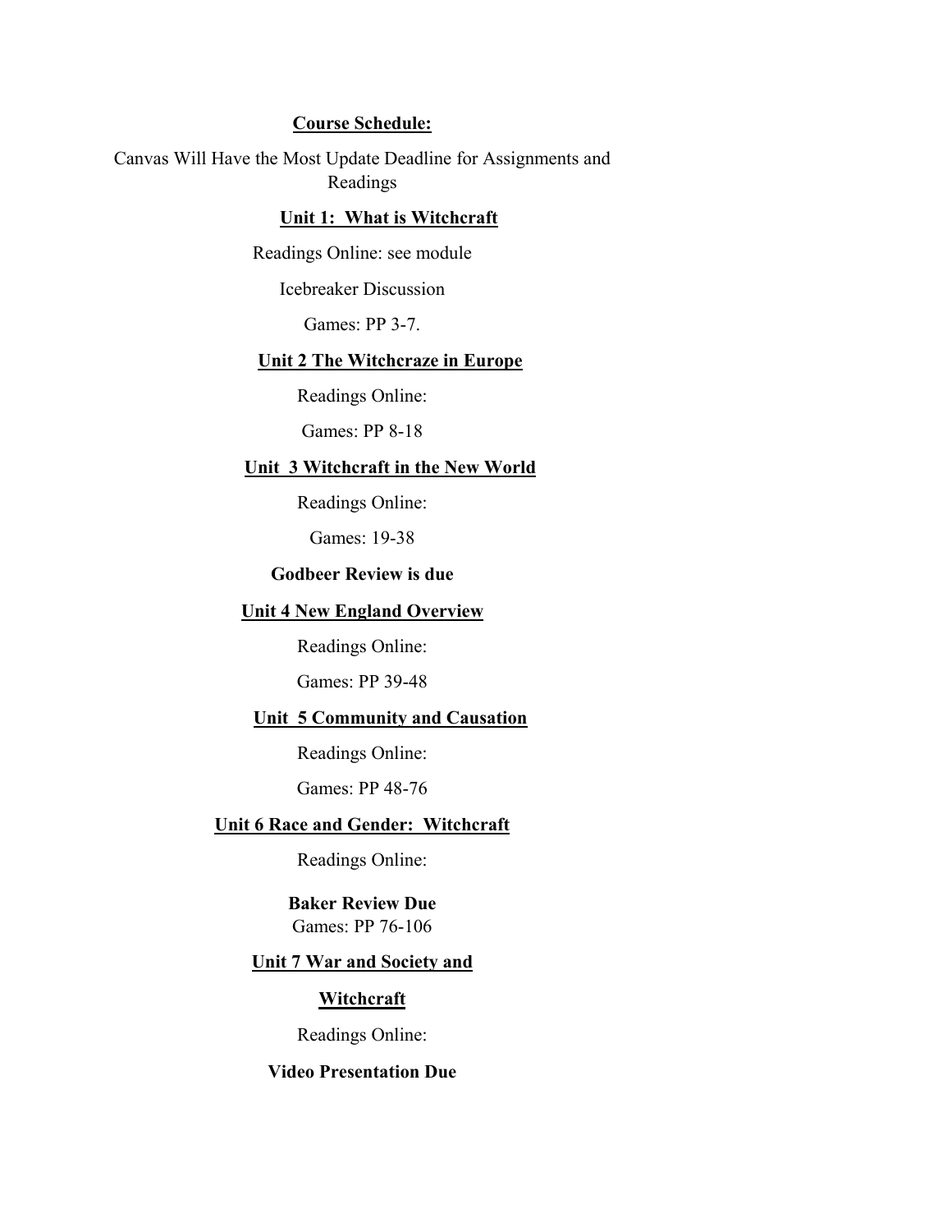**Course Schedule:**

Canvas Will Have the Most Update Deadline for Assignments and Readings

**Unit 1: What is Witchcraft**

Readings Online: see module

Icebreaker Discussion

Games: PP 3-7.

**Unit 2 The Witchcraze in Europe**

Readings Online:

Games: PP 8-18

**Unit 3 Witchcraft in the New World**

Readings Online:

Games: 19-38

**Godbeer Review is due**

**Unit 4 New England Overview**

Readings Online:

Games: PP 39-48

**Unit 5 Community and Causation**

Readings Online:

Games: PP 48-76

**Unit 6 Race and Gender: Witchcraft**

Readings Online:

**Baker Review Due**
Games: PP 76-106

**Unit 7 War and Society and Witchcraft**

Readings Online:

**Video Presentation Due**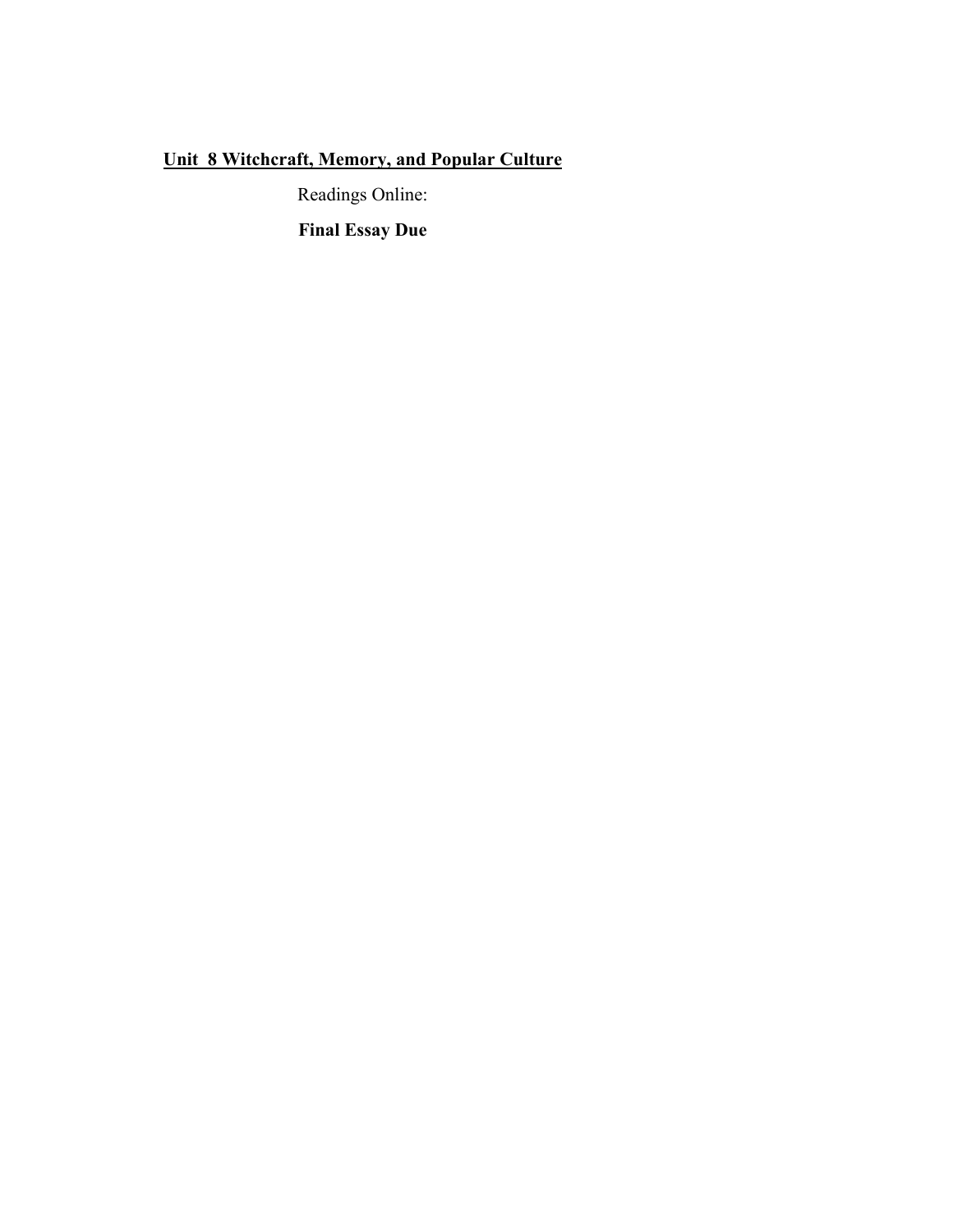**<u>Unit 8 Witchcraft, Memory, and Popular Culture</u>**

Readings Online:

**Final Essay Due**